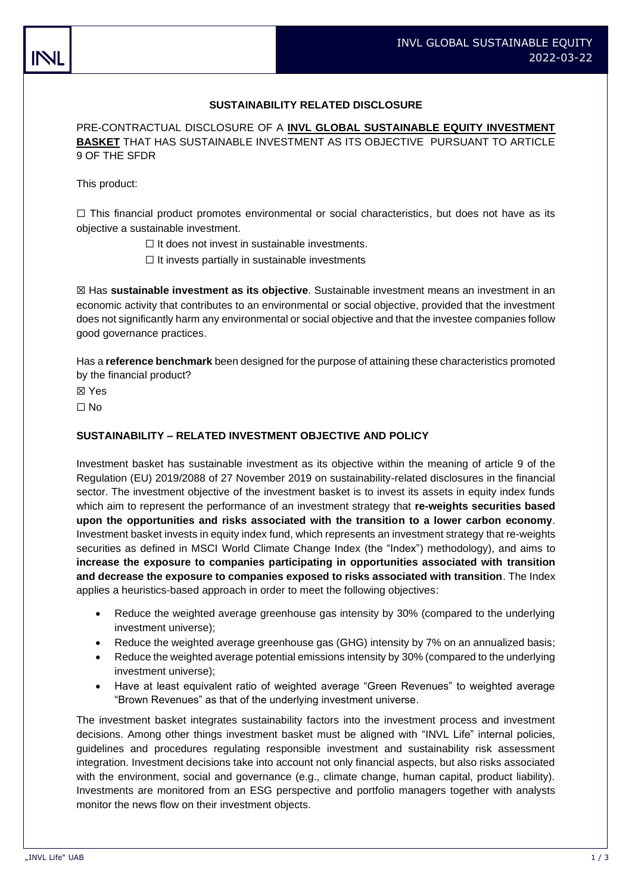## SUSTAINABILITY RELATED DISCLOSURE

PRE-CONTRACTUAL DISCLOSURE OF A **INVL GLOBAL SUSTAINABLE EQUITY INVESTMENT BASKET** THAT HAS SUSTAINABLE INVESTMENT AS ITS OBJECTIVE PURSUANT TO ARTICLE 9 OF THE SFDR

This product:

☐ This financial product promotes environmental or social characteristics, but does not have as its objective a sustainable investment.

☐ It does not invest in sustainable investments.

☐ It invests partially in sustainable investments

☒ Has **sustainable investment as its objective**. Sustainable investment means an investment in an economic activity that contributes to an environmental or social objective, provided that the investment does not significantly harm any environmental or social objective and that the investee companies follow good governance practices.

Has a **reference benchmark** been designed for the purpose of attaining these characteristics promoted by the financial product?

☒ Yes

☐ No

## SUSTAINABILITY – RELATED INVESTMENT OBJECTIVE AND POLICY

Investment basket has sustainable investment as its objective within the meaning of article 9 of the Regulation (EU) 2019/2088 of 27 November 2019 on sustainability-related disclosures in the financial sector. The investment objective of the investment basket is to invest its assets in equity index funds which aim to represent the performance of an investment strategy that **re-weights securities based upon the opportunities and risks associated with the transition to a lower carbon economy**. Investment basket invests in equity index fund, which represents an investment strategy that re-weights securities as defined in MSCI World Climate Change Index (the "Index") methodology), and aims to **increase the exposure to companies participating in opportunities associated with transition and decrease the exposure to companies exposed to risks associated with transition**. The Index applies a heuristics-based approach in order to meet the following objectives:

- Reduce the weighted average greenhouse gas intensity by 30% (compared to the underlying investment universe);
- Reduce the weighted average greenhouse gas (GHG) intensity by 7% on an annualized basis;
- Reduce the weighted average potential emissions intensity by 30% (compared to the underlying investment universe);
- Have at least equivalent ratio of weighted average "Green Revenues" to weighted average "Brown Revenues" as that of the underlying investment universe.

The investment basket integrates sustainability factors into the investment process and investment decisions. Among other things investment basket must be aligned with "INVL Life" internal policies, guidelines and procedures regulating responsible investment and sustainability risk assessment integration. Investment decisions take into account not only financial aspects, but also risks associated with the environment, social and governance (e.g., climate change, human capital, product liability). Investments are monitored from an ESG perspective and portfolio managers together with analysts monitor the news flow on their investment objects.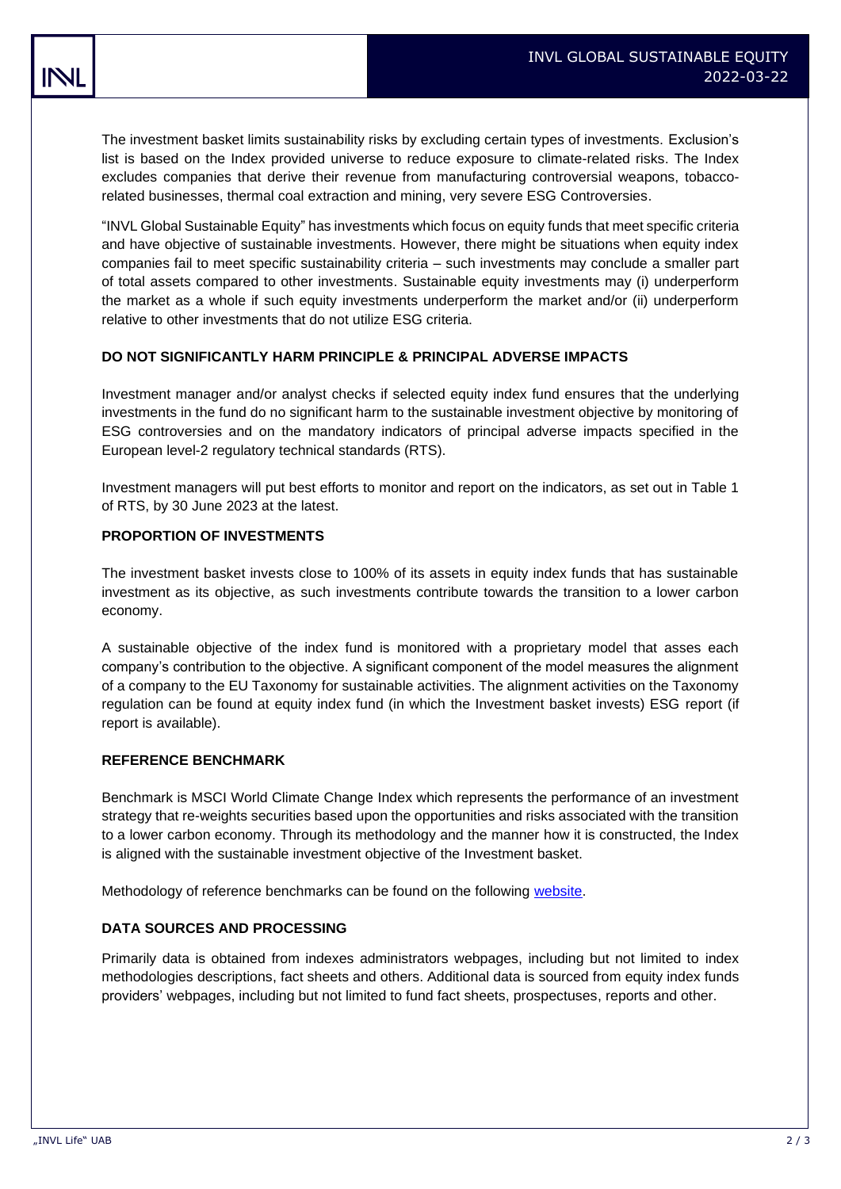The investment basket limits sustainability risks by excluding certain types of investments. Exclusion's list is based on the Index provided universe to reduce exposure to climate-related risks. The Index excludes companies that derive their revenue from manufacturing controversial weapons, tobacco-related businesses, thermal coal extraction and mining, very severe ESG Controversies.

"INVL Global Sustainable Equity" has investments which focus on equity funds that meet specific criteria and have objective of sustainable investments. However, there might be situations when equity index companies fail to meet specific sustainability criteria – such investments may conclude a smaller part of total assets compared to other investments. Sustainable equity investments may (i) underperform the market as a whole if such equity investments underperform the market and/or (ii) underperform relative to other investments that do not utilize ESG criteria.

## DO NOT SIGNIFICANTLY HARM PRINCIPLE & PRINCIPAL ADVERSE IMPACTS

Investment manager and/or analyst checks if selected equity index fund ensures that the underlying investments in the fund do no significant harm to the sustainable investment objective by monitoring of ESG controversies and on the mandatory indicators of principal adverse impacts specified in the European level-2 regulatory technical standards (RTS).

Investment managers will put best efforts to monitor and report on the indicators, as set out in Table 1 of RTS, by 30 June 2023 at the latest.

## PROPORTION OF INVESTMENTS

The investment basket invests close to 100% of its assets in equity index funds that has sustainable investment as its objective, as such investments contribute towards the transition to a lower carbon economy.

A sustainable objective of the index fund is monitored with a proprietary model that asses each company's contribution to the objective. A significant component of the model measures the alignment of a company to the EU Taxonomy for sustainable activities. The alignment activities on the Taxonomy regulation can be found at equity index fund (in which the Investment basket invests) ESG report (if report is available).

## REFERENCE BENCHMARK

Benchmark is MSCI World Climate Change Index which represents the performance of an investment strategy that re-weights securities based upon the opportunities and risks associated with the transition to a lower carbon economy. Through its methodology and the manner how it is constructed, the Index is aligned with the sustainable investment objective of the Investment basket.

Methodology of reference benchmarks can be found on the following website.

## DATA SOURCES AND PROCESSING

Primarily data is obtained from indexes administrators webpages, including but not limited to index methodologies descriptions, fact sheets and others. Additional data is sourced from equity index funds providers' webpages, including but not limited to fund fact sheets, prospectuses, reports and other.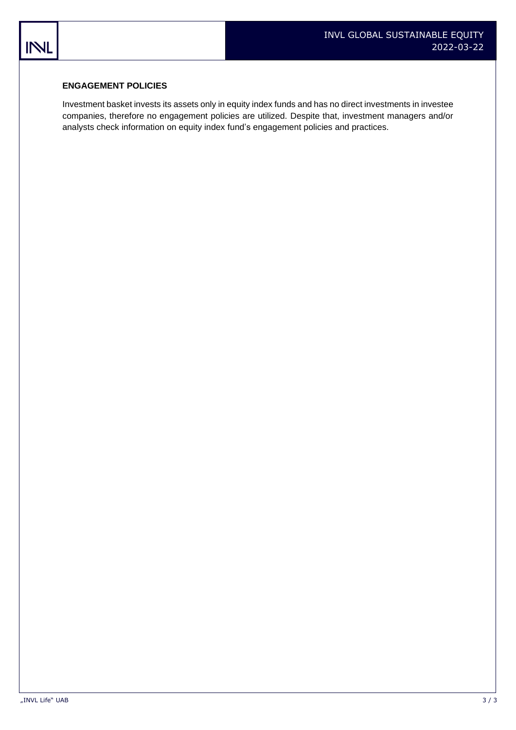## ENGAGEMENT POLICIES

Investment basket invests its assets only in equity index funds and has no direct investments in investee companies, therefore no engagement policies are utilized. Despite that, investment managers and/or analysts check information on equity index fund's engagement policies and practices.